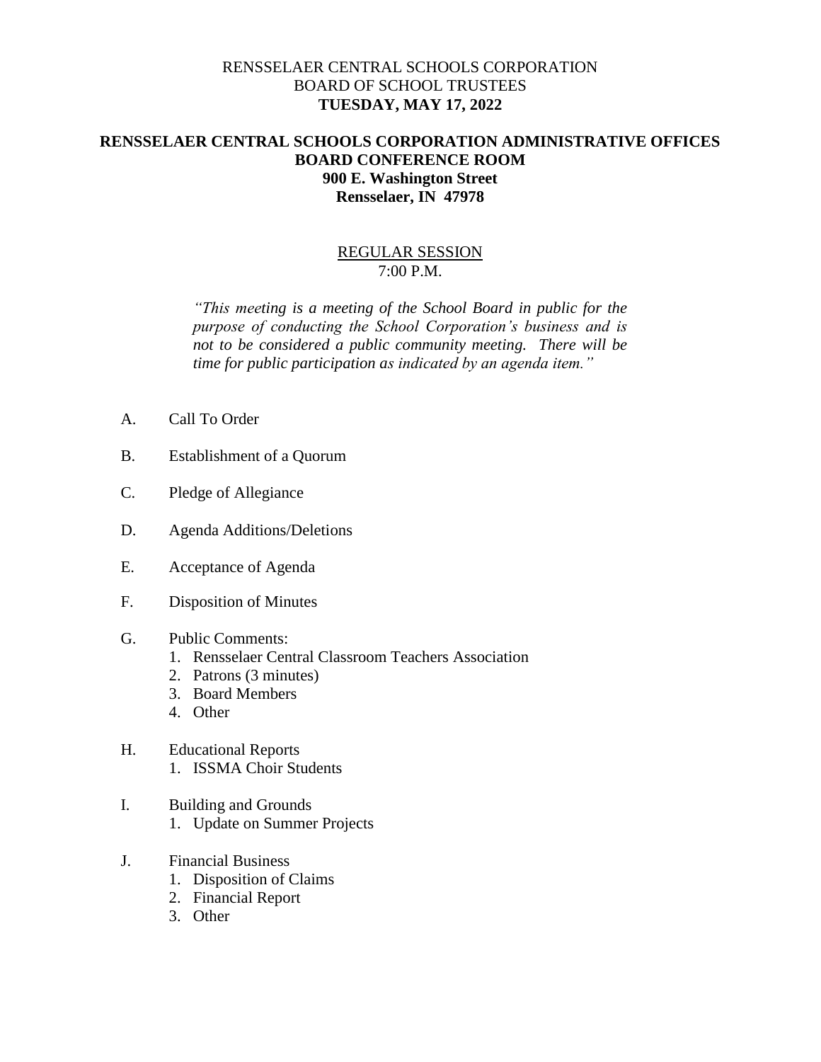RENSSELAER CENTRAL SCHOOLS CORPORATION
BOARD OF SCHOOL TRUSTEES
**TUESDAY, MAY 17, 2022**

**RENSSELAER CENTRAL SCHOOLS CORPORATION ADMINISTRATIVE OFFICES**
**BOARD CONFERENCE ROOM**
**900 E. Washington Street**
**Rensselaer, IN 47978**

REGULAR SESSION
7:00 P.M.

*"This meeting is a meeting of the School Board in public for the purpose of conducting the School Corporation's business and is not to be considered a public community meeting. There will be time for public participation as indicated by an agenda item."*

A. Call To Order

B. Establishment of a Quorum

C. Pledge of Allegiance

D. Agenda Additions/Deletions

E. Acceptance of Agenda

F. Disposition of Minutes

G. Public Comments:
   1. Rensselaer Central Classroom Teachers Association
   2. Patrons (3 minutes)
   3. Board Members
   4. Other

H. Educational Reports
   1. ISSMA Choir Students

I. Building and Grounds
   1. Update on Summer Projects

J. Financial Business
   1. Disposition of Claims
   2. Financial Report
   3. Other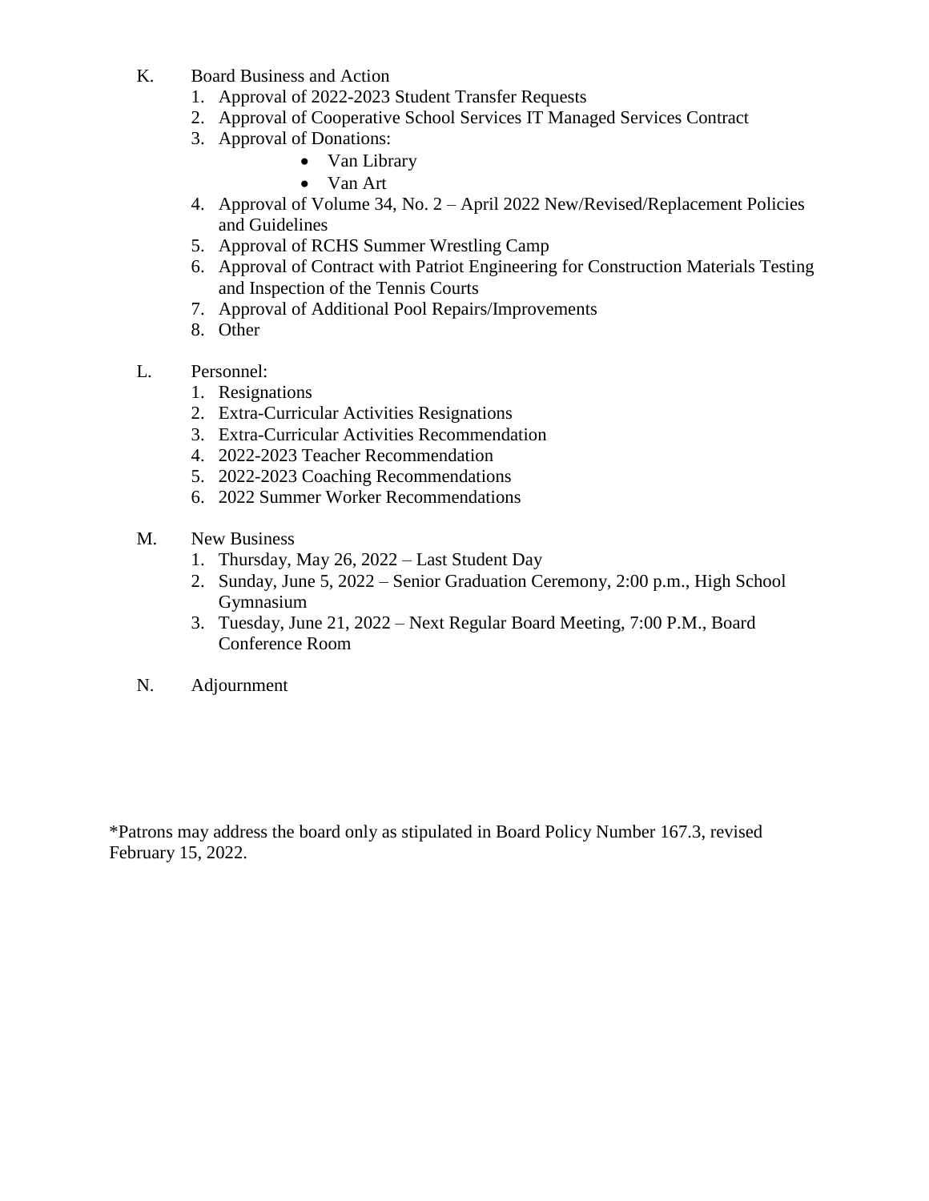K. Board Business and Action

1. Approval of 2022-2023 Student Transfer Requests
2. Approval of Cooperative School Services IT Managed Services Contract
3. Approval of Donations:
   - Van Library
   - Van Art
4. Approval of Volume 34, No. 2 – April 2022 New/Revised/Replacement Policies and Guidelines
5. Approval of RCHS Summer Wrestling Camp
6. Approval of Contract with Patriot Engineering for Construction Materials Testing and Inspection of the Tennis Courts
7. Approval of Additional Pool Repairs/Improvements
8. Other

L. Personnel:

1. Resignations
2. Extra-Curricular Activities Resignations
3. Extra-Curricular Activities Recommendation
4. 2022-2023 Teacher Recommendation
5. 2022-2023 Coaching Recommendations
6. 2022 Summer Worker Recommendations

M. New Business

1. Thursday, May 26, 2022 – Last Student Day
2. Sunday, June 5, 2022 – Senior Graduation Ceremony, 2:00 p.m., High School Gymnasium
3. Tuesday, June 21, 2022 – Next Regular Board Meeting, 7:00 P.M., Board Conference Room

N. Adjournment

*Patrons may address the board only as stipulated in Board Policy Number 167.3, revised February 15, 2022.